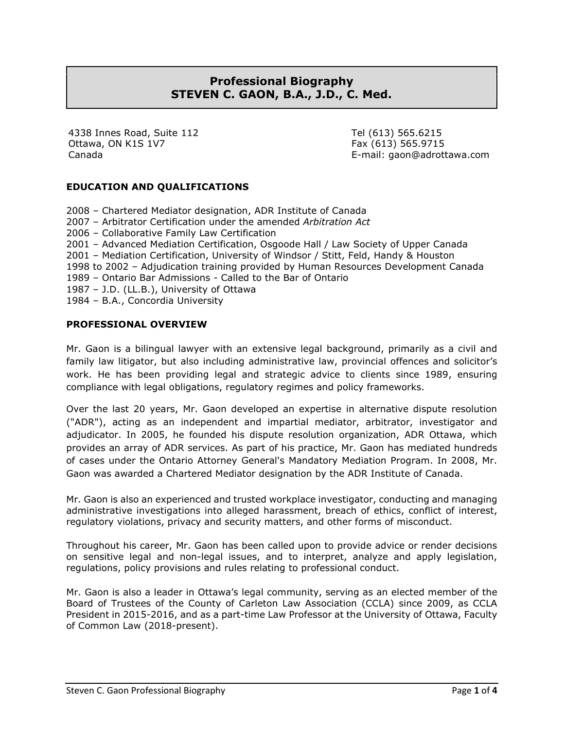# Professional Biography
# STEVEN C. GAON, B.A., J.D., C. Med.

4338 Innes Road, Suite 112
Ottawa, ON K1S 1V7
Canada

Tel (613) 565.6215
Fax (613) 565.9715
E-mail: gaon@adrottawa.com

## EDUCATION AND QUALIFICATIONS

2008 – Chartered Mediator designation, ADR Institute of Canada
2007 – Arbitrator Certification under the amended *Arbitration Act*
2006 – Collaborative Family Law Certification
2001 – Advanced Mediation Certification, Osgoode Hall / Law Society of Upper Canada
2001 – Mediation Certification, University of Windsor / Stitt, Feld, Handy & Houston
1998 to 2002 – Adjudication training provided by Human Resources Development Canada
1989 – Ontario Bar Admissions - Called to the Bar of Ontario
1987 – J.D. (LL.B.), University of Ottawa
1984 – B.A., Concordia University

## PROFESSIONAL OVERVIEW

Mr. Gaon is a bilingual lawyer with an extensive legal background, primarily as a civil and family law litigator, but also including administrative law, provincial offences and solicitor's work. He has been providing legal and strategic advice to clients since 1989, ensuring compliance with legal obligations, regulatory regimes and policy frameworks.

Over the last 20 years, Mr. Gaon developed an expertise in alternative dispute resolution ("ADR"), acting as an independent and impartial mediator, arbitrator, investigator and adjudicator. In 2005, he founded his dispute resolution organization, ADR Ottawa, which provides an array of ADR services. As part of his practice, Mr. Gaon has mediated hundreds of cases under the Ontario Attorney General's Mandatory Mediation Program. In 2008, Mr. Gaon was awarded a Chartered Mediator designation by the ADR Institute of Canada.

Mr. Gaon is also an experienced and trusted workplace investigator, conducting and managing administrative investigations into alleged harassment, breach of ethics, conflict of interest, regulatory violations, privacy and security matters, and other forms of misconduct.

Throughout his career, Mr. Gaon has been called upon to provide advice or render decisions on sensitive legal and non-legal issues, and to interpret, analyze and apply legislation, regulations, policy provisions and rules relating to professional conduct.

Mr. Gaon is also a leader in Ottawa's legal community, serving as an elected member of the Board of Trustees of the County of Carleton Law Association (CCLA) since 2009, as CCLA President in 2015-2016, and as a part-time Law Professor at the University of Ottawa, Faculty of Common Law (2018-present).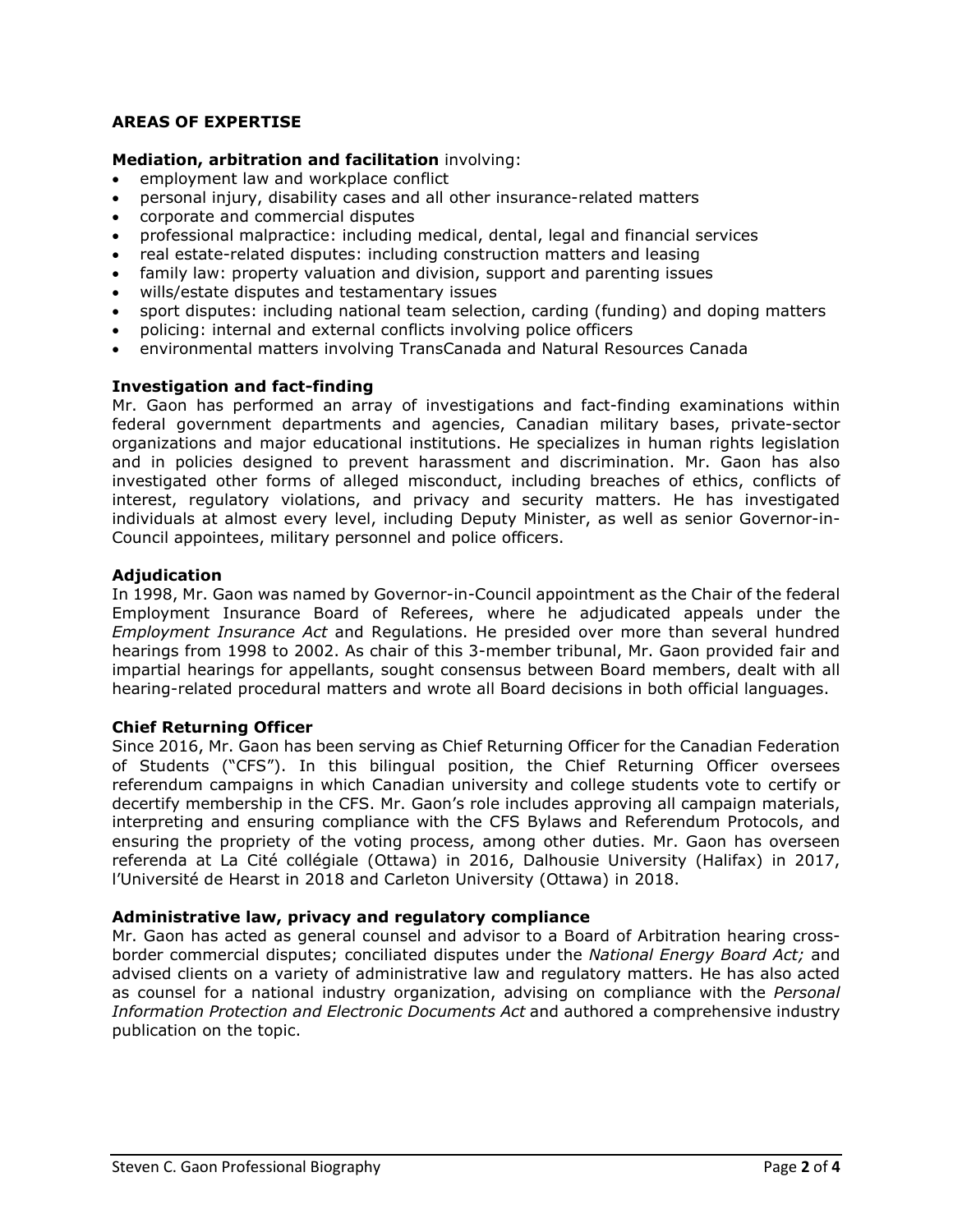## AREAS OF EXPERTISE

**Mediation, arbitration and facilitation** involving:

- employment law and workplace conflict
- personal injury, disability cases and all other insurance-related matters
- corporate and commercial disputes
- professional malpractice: including medical, dental, legal and financial services
- real estate-related disputes: including construction matters and leasing
- family law: property valuation and division, support and parenting issues
- wills/estate disputes and testamentary issues
- sport disputes: including national team selection, carding (funding) and doping matters
- policing: internal and external conflicts involving police officers
- environmental matters involving TransCanada and Natural Resources Canada

**Investigation and fact-finding**

Mr. Gaon has performed an array of investigations and fact-finding examinations within federal government departments and agencies, Canadian military bases, private-sector organizations and major educational institutions. He specializes in human rights legislation and in policies designed to prevent harassment and discrimination. Mr. Gaon has also investigated other forms of alleged misconduct, including breaches of ethics, conflicts of interest, regulatory violations, and privacy and security matters. He has investigated individuals at almost every level, including Deputy Minister, as well as senior Governor-in-Council appointees, military personnel and police officers.

**Adjudication**

In 1998, Mr. Gaon was named by Governor-in-Council appointment as the Chair of the federal Employment Insurance Board of Referees, where he adjudicated appeals under the *Employment Insurance Act* and Regulations. He presided over more than several hundred hearings from 1998 to 2002. As chair of this 3-member tribunal, Mr. Gaon provided fair and impartial hearings for appellants, sought consensus between Board members, dealt with all hearing-related procedural matters and wrote all Board decisions in both official languages.

**Chief Returning Officer**

Since 2016, Mr. Gaon has been serving as Chief Returning Officer for the Canadian Federation of Students ("CFS"). In this bilingual position, the Chief Returning Officer oversees referendum campaigns in which Canadian university and college students vote to certify or decertify membership in the CFS. Mr. Gaon's role includes approving all campaign materials, interpreting and ensuring compliance with the CFS Bylaws and Referendum Protocols, and ensuring the propriety of the voting process, among other duties. Mr. Gaon has overseen referenda at La Cité collégiale (Ottawa) in 2016, Dalhousie University (Halifax) in 2017, l'Université de Hearst in 2018 and Carleton University (Ottawa) in 2018.

**Administrative law, privacy and regulatory compliance**

Mr. Gaon has acted as general counsel and advisor to a Board of Arbitration hearing cross-border commercial disputes; conciliated disputes under the *National Energy Board Act;* and advised clients on a variety of administrative law and regulatory matters. He has also acted as counsel for a national industry organization, advising on compliance with the *Personal Information Protection and Electronic Documents Act* and authored a comprehensive industry publication on the topic.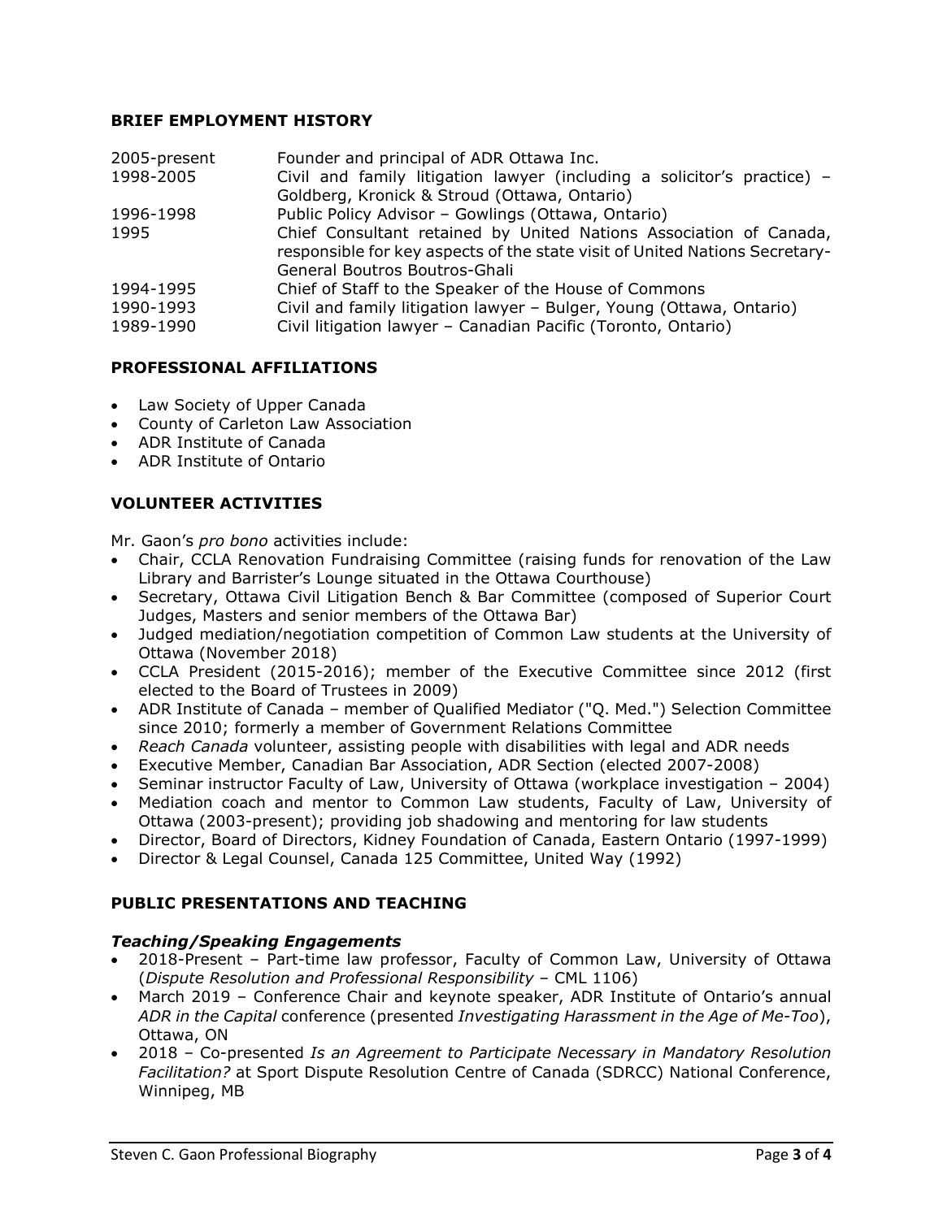## BRIEF EMPLOYMENT HISTORY

| | |
|---|---|
| 2005-present | Founder and principal of ADR Ottawa Inc. |
| 1998-2005 | Civil and family litigation lawyer (including a solicitor's practice) – Goldberg, Kronick & Stroud (Ottawa, Ontario) |
| 1996-1998 | Public Policy Advisor – Gowlings (Ottawa, Ontario) |
| 1995 | Chief Consultant retained by United Nations Association of Canada, responsible for key aspects of the state visit of United Nations Secretary-General Boutros Boutros-Ghali |
| 1994-1995 | Chief of Staff to the Speaker of the House of Commons |
| 1990-1993 | Civil and family litigation lawyer – Bulger, Young (Ottawa, Ontario) |
| 1989-1990 | Civil litigation lawyer – Canadian Pacific (Toronto, Ontario) |

## PROFESSIONAL AFFILIATIONS

- Law Society of Upper Canada
- County of Carleton Law Association
- ADR Institute of Canada
- ADR Institute of Ontario

## VOLUNTEER ACTIVITIES

Mr. Gaon's *pro bono* activities include:

- Chair, CCLA Renovation Fundraising Committee (raising funds for renovation of the Law Library and Barrister's Lounge situated in the Ottawa Courthouse)
- Secretary, Ottawa Civil Litigation Bench & Bar Committee (composed of Superior Court Judges, Masters and senior members of the Ottawa Bar)
- Judged mediation/negotiation competition of Common Law students at the University of Ottawa (November 2018)
- CCLA President (2015-2016); member of the Executive Committee since 2012 (first elected to the Board of Trustees in 2009)
- ADR Institute of Canada – member of Qualified Mediator ("Q. Med.") Selection Committee since 2010; formerly a member of Government Relations Committee
- *Reach Canada* volunteer, assisting people with disabilities with legal and ADR needs
- Executive Member, Canadian Bar Association, ADR Section (elected 2007-2008)
- Seminar instructor Faculty of Law, University of Ottawa (workplace investigation – 2004)
- Mediation coach and mentor to Common Law students, Faculty of Law, University of Ottawa (2003-present); providing job shadowing and mentoring for law students
- Director, Board of Directors, Kidney Foundation of Canada, Eastern Ontario (1997-1999)
- Director & Legal Counsel, Canada 125 Committee, United Way (1992)

## PUBLIC PRESENTATIONS AND TEACHING

### *Teaching/Speaking Engagements*

- 2018-Present – Part-time law professor, Faculty of Common Law, University of Ottawa (*Dispute Resolution and Professional Responsibility* – CML 1106)
- March 2019 – Conference Chair and keynote speaker, ADR Institute of Ontario's annual *ADR in the Capital* conference (presented *Investigating Harassment in the Age of Me-Too*), Ottawa, ON
- 2018 – Co-presented *Is an Agreement to Participate Necessary in Mandatory Resolution Facilitation?* at Sport Dispute Resolution Centre of Canada (SDRCC) National Conference, Winnipeg, MB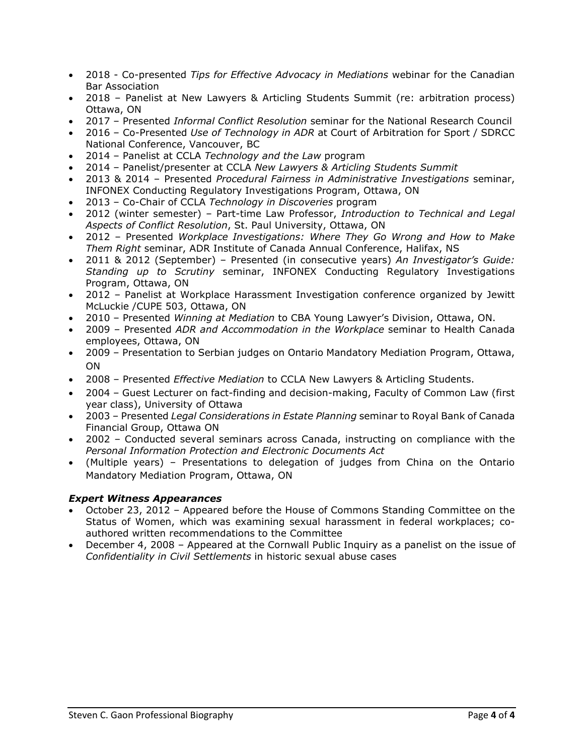- 2018 - Co-presented *Tips for Effective Advocacy in Mediations* webinar for the Canadian Bar Association
- 2018 – Panelist at New Lawyers & Articling Students Summit (re: arbitration process) Ottawa, ON
- 2017 – Presented *Informal Conflict Resolution* seminar for the National Research Council
- 2016 – Co-Presented *Use of Technology in ADR* at Court of Arbitration for Sport / SDRCC National Conference, Vancouver, BC
- 2014 – Panelist at CCLA *Technology and the Law* program
- 2014 – Panelist/presenter at CCLA *New Lawyers & Articling Students Summit*
- 2013 & 2014 – Presented *Procedural Fairness in Administrative Investigations* seminar, INFONEX Conducting Regulatory Investigations Program, Ottawa, ON
- 2013 – Co-Chair of CCLA *Technology in Discoveries* program
- 2012 (winter semester) – Part-time Law Professor, *Introduction to Technical and Legal Aspects of Conflict Resolution*, St. Paul University, Ottawa, ON
- 2012 – Presented *Workplace Investigations: Where They Go Wrong and How to Make Them Right* seminar, ADR Institute of Canada Annual Conference, Halifax, NS
- 2011 & 2012 (September) – Presented (in consecutive years) *An Investigator's Guide: Standing up to Scrutiny* seminar, INFONEX Conducting Regulatory Investigations Program, Ottawa, ON
- 2012 – Panelist at Workplace Harassment Investigation conference organized by Jewitt McLuckie /CUPE 503, Ottawa, ON
- 2010 – Presented *Winning at Mediation* to CBA Young Lawyer's Division, Ottawa, ON.
- 2009 – Presented *ADR and Accommodation in the Workplace* seminar to Health Canada employees, Ottawa, ON
- 2009 – Presentation to Serbian judges on Ontario Mandatory Mediation Program, Ottawa, ON
- 2008 – Presented *Effective Mediation* to CCLA New Lawyers & Articling Students.
- 2004 – Guest Lecturer on fact-finding and decision-making, Faculty of Common Law (first year class), University of Ottawa
- 2003 – Presented *Legal Considerations in Estate Planning* seminar to Royal Bank of Canada Financial Group, Ottawa ON
- 2002 – Conducted several seminars across Canada, instructing on compliance with the *Personal Information Protection and Electronic Documents Act*
- (Multiple years) – Presentations to delegation of judges from China on the Ontario Mandatory Mediation Program, Ottawa, ON

### *Expert Witness Appearances*

- October 23, 2012 – Appeared before the House of Commons Standing Committee on the Status of Women, which was examining sexual harassment in federal workplaces; co-authored written recommendations to the Committee
- December 4, 2008 – Appeared at the Cornwall Public Inquiry as a panelist on the issue of *Confidentiality in Civil Settlements* in historic sexual abuse cases